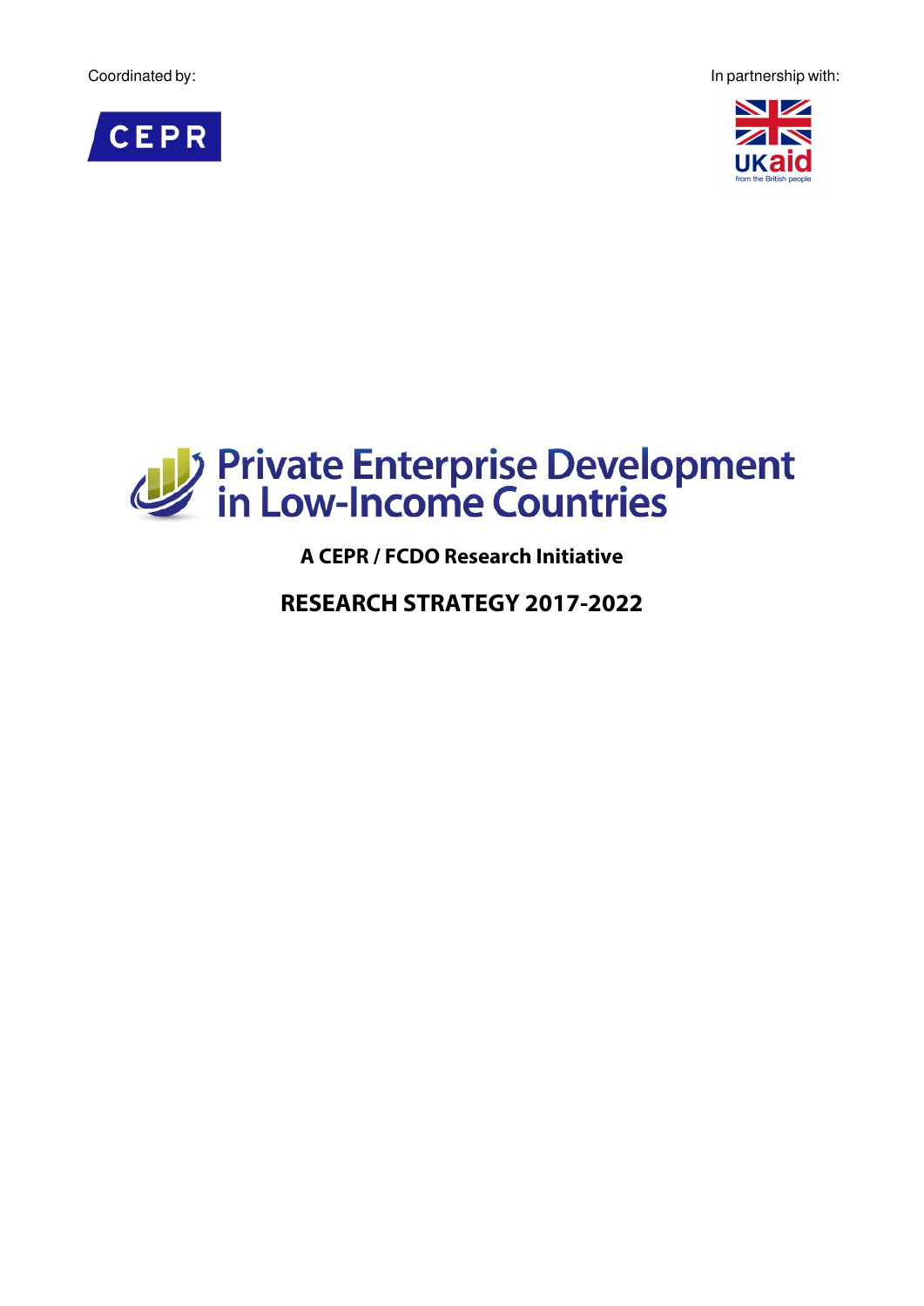Coordinated by:

In partnership with:

# Private Enterprise Development in Low-Income Countries

**A CEPR / FCDO Research Initiative**

## RESEARCH STRATEGY 2017-2022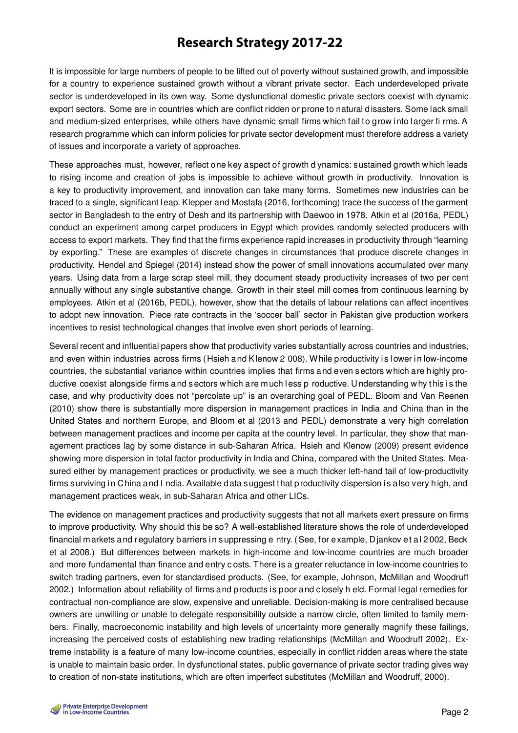# Research Strategy 2017-22

It is impossible for large numbers of people to be lifted out of poverty without sustained growth, and impossible for a country to experience sustained growth without a vibrant private sector. Each underdeveloped private sector is underdeveloped in its own way. Some dysfunctional domestic private sectors coexist with dynamic export sectors. Some are in countries which are conflict ridden or prone to natural disasters. Some lack small and medium-sized enterprises, while others have dynamic small firms which fail to grow into larger firms. A research programme which can inform policies for private sector development must therefore address a variety of issues and incorporate a variety of approaches.

These approaches must, however, reflect one key aspect of growth dynamics: sustained growth which leads to rising income and creation of jobs is impossible to achieve without growth in productivity. Innovation is a key to productivity improvement, and innovation can take many forms. Sometimes new industries can be traced to a single, significant leap. Klepper and Mostafa (2016, forthcoming) trace the success of the garment sector in Bangladesh to the entry of Desh and its partnership with Daewoo in 1978. Atkin et al (2016a, PEDL) conduct an experiment among carpet producers in Egypt which provides randomly selected producers with access to export markets. They find that the firms experience rapid increases in productivity through "learning by exporting." These are examples of discrete changes in circumstances that produce discrete changes in productivity. Hendel and Spiegel (2014) instead show the power of small innovations accumulated over many years. Using data from a large scrap steel mill, they document steady productivity increases of two per cent annually without any single substantive change. Growth in their steel mill comes from continuous learning by employees. Atkin et al (2016b, PEDL), however, show that the details of labour relations can affect incentives to adopt new innovation. Piece rate contracts in the 'soccer ball' sector in Pakistan give production workers incentives to resist technological changes that involve even short periods of learning.

Several recent and influential papers show that productivity varies substantially across countries and industries, and even within industries across firms (Hsieh and Klenow 2008). While productivity is lower in low-income countries, the substantial variance within countries implies that firms and even sectors which are highly productive coexist alongside firms and sectors which are much less productive. Understanding why this is the case, and why productivity does not "percolate up" is an overarching goal of PEDL. Bloom and Van Reenen (2010) show there is substantially more dispersion in management practices in India and China than in the United States and northern Europe, and Bloom et al (2013 and PEDL) demonstrate a very high correlation between management practices and income per capita at the country level. In particular, they show that management practices lag by some distance in sub-Saharan Africa. Hsieh and Klenow (2009) present evidence showing more dispersion in total factor productivity in India and China, compared with the United States. Measured either by management practices or productivity, we see a much thicker left-hand tail of low-productivity firms surviving in China and India. Available data suggest that productivity dispersion is also very high, and management practices weak, in sub-Saharan Africa and other LICs.

The evidence on management practices and productivity suggests that not all markets exert pressure on firms to improve productivity. Why should this be so? A well-established literature shows the role of underdeveloped financial markets and regulatory barriers in suppressing entry. (See, for example, Djankov et al 2002, Beck et al 2008.) But differences between markets in high-income and low-income countries are much broader and more fundamental than finance and entry costs. There is a greater reluctance in low-income countries to switch trading partners, even for standardised products. (See, for example, Johnson, McMillan and Woodruff 2002.) Information about reliability of firms and products is poor and closely held. Formal legal remedies for contractual non-compliance are slow, expensive and unreliable. Decision-making is more centralised because owners are unwilling or unable to delegate responsibility outside a narrow circle, often limited to family members. Finally, macroeconomic instability and high levels of uncertainty more generally magnify these failings, increasing the perceived costs of establishing new trading relationships (McMillan and Woodruff 2002). Extreme instability is a feature of many low-income countries, especially in conflict ridden areas where the state is unable to maintain basic order. In dysfunctional states, public governance of private sector trading gives way to creation of non-state institutions, which are often imperfect substitutes (McMillan and Woodruff, 2000).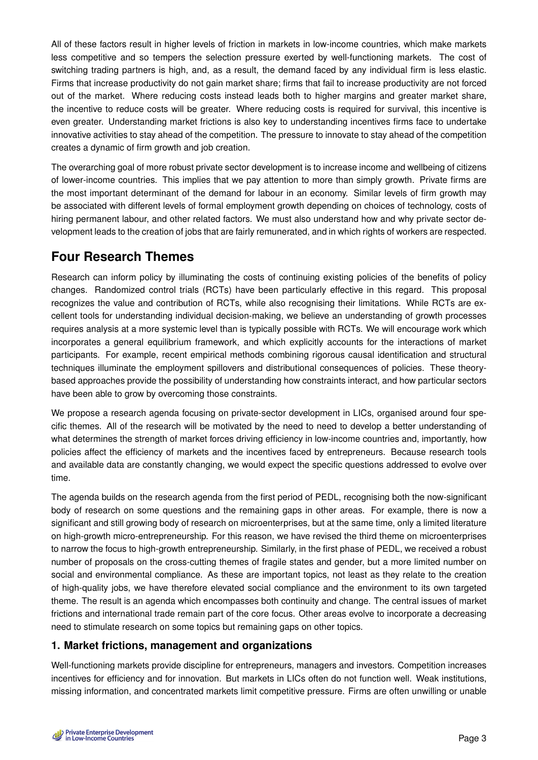All of these factors result in higher levels of friction in markets in low-income countries, which make markets less competitive and so tempers the selection pressure exerted by well-functioning markets. The cost of switching trading partners is high, and, as a result, the demand faced by any individual firm is less elastic. Firms that increase productivity do not gain market share; firms that fail to increase productivity are not forced out of the market. Where reducing costs instead leads both to higher margins and greater market share, the incentive to reduce costs will be greater. Where reducing costs is required for survival, this incentive is even greater. Understanding market frictions is also key to understanding incentives firms face to undertake innovative activities to stay ahead of the competition. The pressure to innovate to stay ahead of the competition creates a dynamic of firm growth and job creation.

The overarching goal of more robust private sector development is to increase income and wellbeing of citizens of lower-income countries. This implies that we pay attention to more than simply growth. Private firms are the most important determinant of the demand for labour in an economy. Similar levels of firm growth may be associated with different levels of formal employment growth depending on choices of technology, costs of hiring permanent labour, and other related factors. We must also understand how and why private sector development leads to the creation of jobs that are fairly remunerated, and in which rights of workers are respected.

## Four Research Themes

Research can inform policy by illuminating the costs of continuing existing policies of the benefits of policy changes. Randomized control trials (RCTs) have been particularly effective in this regard. This proposal recognizes the value and contribution of RCTs, while also recognising their limitations. While RCTs are excellent tools for understanding individual decision-making, we believe an understanding of growth processes requires analysis at a more systemic level than is typically possible with RCTs. We will encourage work which incorporates a general equilibrium framework, and which explicitly accounts for the interactions of market participants. For example, recent empirical methods combining rigorous causal identification and structural techniques illuminate the employment spillovers and distributional consequences of policies. These theory-based approaches provide the possibility of understanding how constraints interact, and how particular sectors have been able to grow by overcoming those constraints.

We propose a research agenda focusing on private-sector development in LICs, organised around four specific themes. All of the research will be motivated by the need to need to develop a better understanding of what determines the strength of market forces driving efficiency in low-income countries and, importantly, how policies affect the efficiency of markets and the incentives faced by entrepreneurs. Because research tools and available data are constantly changing, we would expect the specific questions addressed to evolve over time.

The agenda builds on the research agenda from the first period of PEDL, recognising both the now-significant body of research on some questions and the remaining gaps in other areas. For example, there is now a significant and still growing body of research on microenterprises, but at the same time, only a limited literature on high-growth micro-entrepreneurship. For this reason, we have revised the third theme on microenterprises to narrow the focus to high-growth entrepreneurship. Similarly, in the first phase of PEDL, we received a robust number of proposals on the cross-cutting themes of fragile states and gender, but a more limited number on social and environmental compliance. As these are important topics, not least as they relate to the creation of high-quality jobs, we have therefore elevated social compliance and the environment to its own targeted theme. The result is an agenda which encompasses both continuity and change. The central issues of market frictions and international trade remain part of the core focus. Other areas evolve to incorporate a decreasing need to stimulate research on some topics but remaining gaps on other topics.

### 1. Market frictions, management and organizations

Well-functioning markets provide discipline for entrepreneurs, managers and investors. Competition increases incentives for efficiency and for innovation. But markets in LICs often do not function well. Weak institutions, missing information, and concentrated markets limit competitive pressure. Firms are often unwilling or unable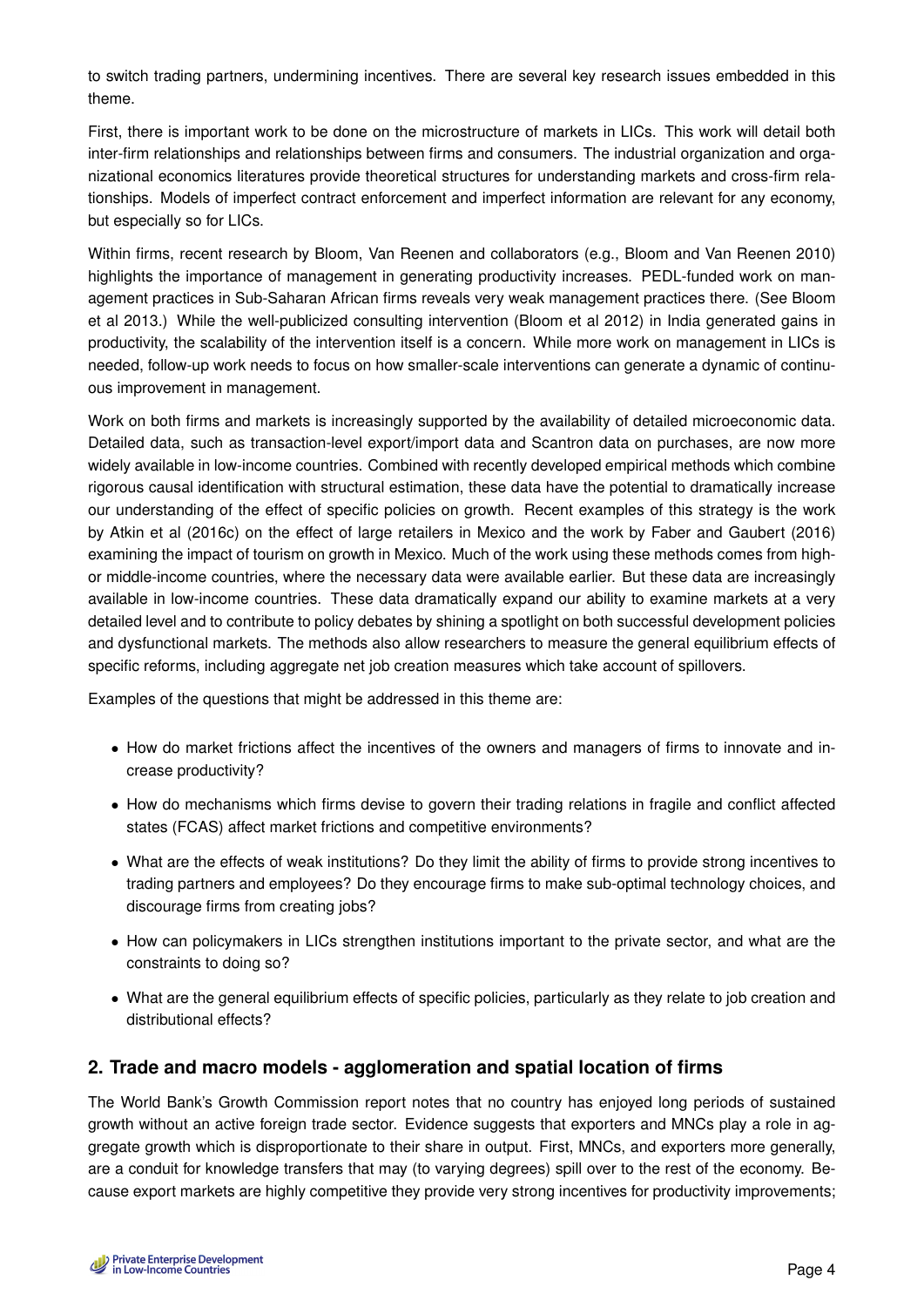to switch trading partners, undermining incentives. There are several key research issues embedded in this theme.

First, there is important work to be done on the microstructure of markets in LICs. This work will detail both inter-firm relationships and relationships between firms and consumers. The industrial organization and organizational economics literatures provide theoretical structures for understanding markets and cross-firm relationships. Models of imperfect contract enforcement and imperfect information are relevant for any economy, but especially so for LICs.

Within firms, recent research by Bloom, Van Reenen and collaborators (e.g., Bloom and Van Reenen 2010) highlights the importance of management in generating productivity increases. PEDL-funded work on management practices in Sub-Saharan African firms reveals very weak management practices there. (See Bloom et al 2013.) While the well-publicized consulting intervention (Bloom et al 2012) in India generated gains in productivity, the scalability of the intervention itself is a concern. While more work on management in LICs is needed, follow-up work needs to focus on how smaller-scale interventions can generate a dynamic of continuous improvement in management.

Work on both firms and markets is increasingly supported by the availability of detailed microeconomic data. Detailed data, such as transaction-level export/import data and Scantron data on purchases, are now more widely available in low-income countries. Combined with recently developed empirical methods which combine rigorous causal identification with structural estimation, these data have the potential to dramatically increase our understanding of the effect of specific policies on growth. Recent examples of this strategy is the work by Atkin et al (2016c) on the effect of large retailers in Mexico and the work by Faber and Gaubert (2016) examining the impact of tourism on growth in Mexico. Much of the work using these methods comes from high- or middle-income countries, where the necessary data were available earlier. But these data are increasingly available in low-income countries. These data dramatically expand our ability to examine markets at a very detailed level and to contribute to policy debates by shining a spotlight on both successful development policies and dysfunctional markets. The methods also allow researchers to measure the general equilibrium effects of specific reforms, including aggregate net job creation measures which take account of spillovers.

Examples of the questions that might be addressed in this theme are:

- How do market frictions affect the incentives of the owners and managers of firms to innovate and increase productivity?
- How do mechanisms which firms devise to govern their trading relations in fragile and conflict affected states (FCAS) affect market frictions and competitive environments?
- What are the effects of weak institutions? Do they limit the ability of firms to provide strong incentives to trading partners and employees? Do they encourage firms to make sub-optimal technology choices, and discourage firms from creating jobs?
- How can policymakers in LICs strengthen institutions important to the private sector, and what are the constraints to doing so?
- What are the general equilibrium effects of specific policies, particularly as they relate to job creation and distributional effects?

## 2. Trade and macro models - agglomeration and spatial location of firms

The World Bank's Growth Commission report notes that no country has enjoyed long periods of sustained growth without an active foreign trade sector. Evidence suggests that exporters and MNCs play a role in aggregate growth which is disproportionate to their share in output. First, MNCs, and exporters more generally, are a conduit for knowledge transfers that may (to varying degrees) spill over to the rest of the economy. Because export markets are highly competitive they provide very strong incentives for productivity improvements;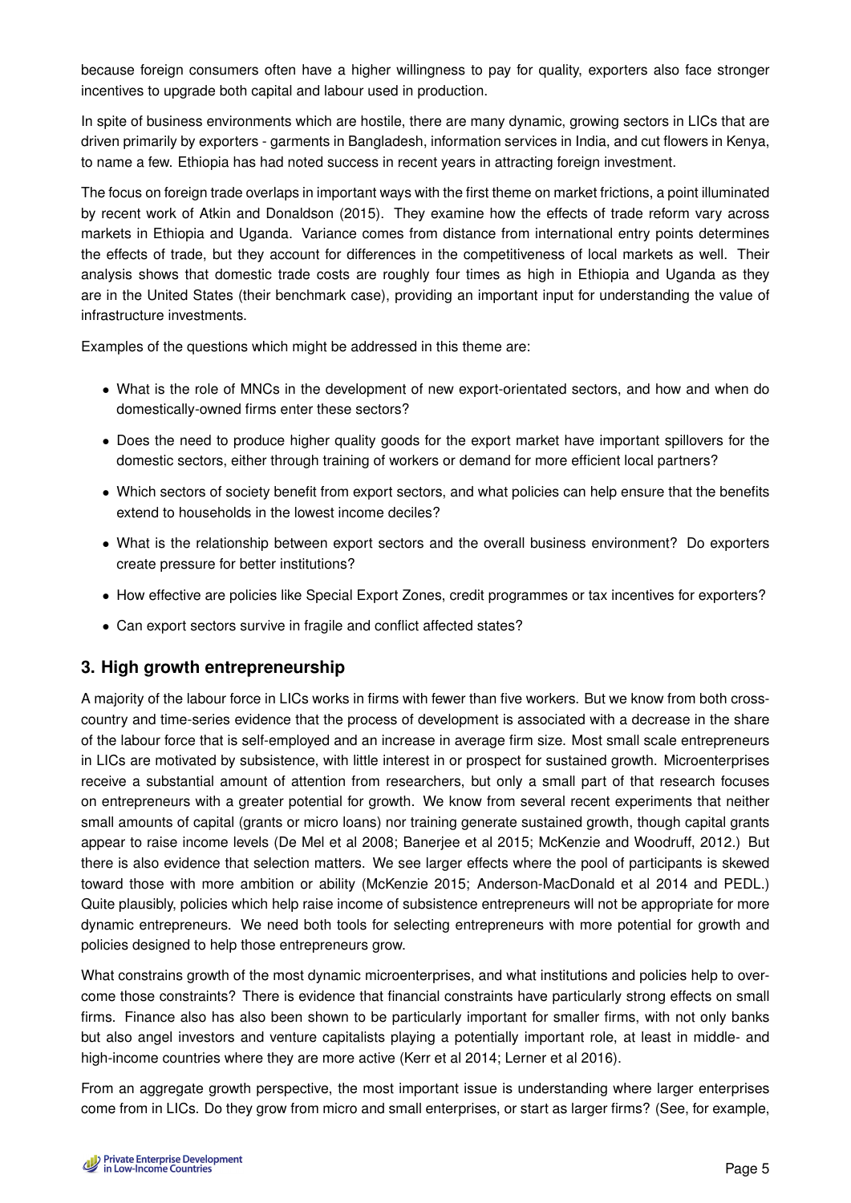because foreign consumers often have a higher willingness to pay for quality, exporters also face stronger incentives to upgrade both capital and labour used in production.

In spite of business environments which are hostile, there are many dynamic, growing sectors in LICs that are driven primarily by exporters - garments in Bangladesh, information services in India, and cut flowers in Kenya, to name a few. Ethiopia has had noted success in recent years in attracting foreign investment.

The focus on foreign trade overlaps in important ways with the first theme on market frictions, a point illuminated by recent work of Atkin and Donaldson (2015). They examine how the effects of trade reform vary across markets in Ethiopia and Uganda. Variance comes from distance from international entry points determines the effects of trade, but they account for differences in the competitiveness of local markets as well. Their analysis shows that domestic trade costs are roughly four times as high in Ethiopia and Uganda as they are in the United States (their benchmark case), providing an important input for understanding the value of infrastructure investments.

Examples of the questions which might be addressed in this theme are:

- What is the role of MNCs in the development of new export-orientated sectors, and how and when do domestically-owned firms enter these sectors?
- Does the need to produce higher quality goods for the export market have important spillovers for the domestic sectors, either through training of workers or demand for more efficient local partners?
- Which sectors of society benefit from export sectors, and what policies can help ensure that the benefits extend to households in the lowest income deciles?
- What is the relationship between export sectors and the overall business environment? Do exporters create pressure for better institutions?
- How effective are policies like Special Export Zones, credit programmes or tax incentives for exporters?
- Can export sectors survive in fragile and conflict affected states?

## 3. High growth entrepreneurship

A majority of the labour force in LICs works in firms with fewer than five workers. But we know from both cross-country and time-series evidence that the process of development is associated with a decrease in the share of the labour force that is self-employed and an increase in average firm size. Most small scale entrepreneurs in LICs are motivated by subsistence, with little interest in or prospect for sustained growth. Microenterprises receive a substantial amount of attention from researchers, but only a small part of that research focuses on entrepreneurs with a greater potential for growth. We know from several recent experiments that neither small amounts of capital (grants or micro loans) nor training generate sustained growth, though capital grants appear to raise income levels (De Mel et al 2008; Banerjee et al 2015; McKenzie and Woodruff, 2012.) But there is also evidence that selection matters. We see larger effects where the pool of participants is skewed toward those with more ambition or ability (McKenzie 2015; Anderson-MacDonald et al 2014 and PEDL.) Quite plausibly, policies which help raise income of subsistence entrepreneurs will not be appropriate for more dynamic entrepreneurs. We need both tools for selecting entrepreneurs with more potential for growth and policies designed to help those entrepreneurs grow.

What constrains growth of the most dynamic microenterprises, and what institutions and policies help to overcome those constraints? There is evidence that financial constraints have particularly strong effects on small firms. Finance also has also been shown to be particularly important for smaller firms, with not only banks but also angel investors and venture capitalists playing a potentially important role, at least in middle- and high-income countries where they are more active (Kerr et al 2014; Lerner et al 2016).

From an aggregate growth perspective, the most important issue is understanding where larger enterprises come from in LICs. Do they grow from micro and small enterprises, or start as larger firms? (See, for example,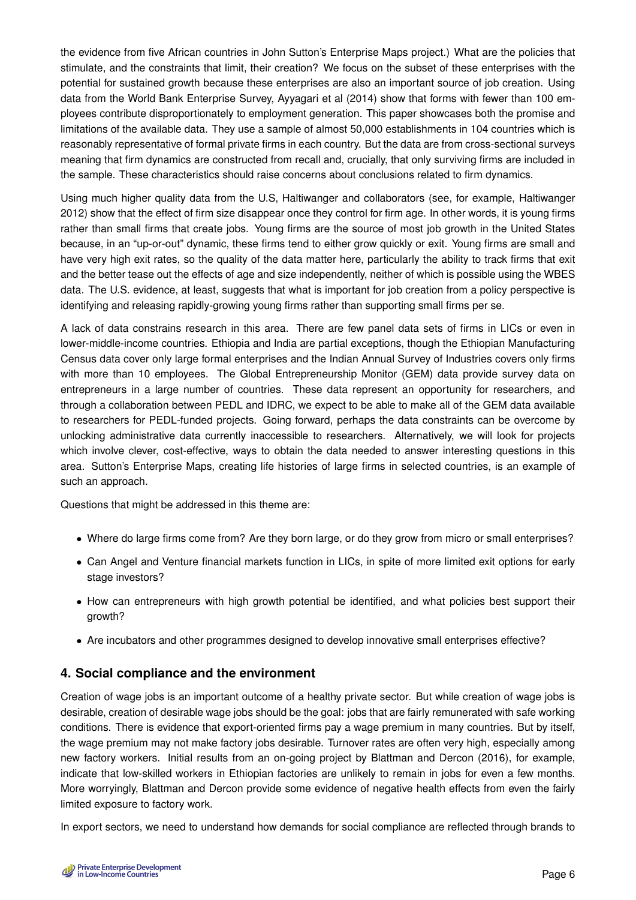the evidence from five African countries in John Sutton's Enterprise Maps project.) What are the policies that stimulate, and the constraints that limit, their creation? We focus on the subset of these enterprises with the potential for sustained growth because these enterprises are also an important source of job creation. Using data from the World Bank Enterprise Survey, Ayyagari et al (2014) show that forms with fewer than 100 employees contribute disproportionately to employment generation. This paper showcases both the promise and limitations of the available data. They use a sample of almost 50,000 establishments in 104 countries which is reasonably representative of formal private firms in each country. But the data are from cross-sectional surveys meaning that firm dynamics are constructed from recall and, crucially, that only surviving firms are included in the sample. These characteristics should raise concerns about conclusions related to firm dynamics.

Using much higher quality data from the U.S, Haltiwanger and collaborators (see, for example, Haltiwanger 2012) show that the effect of firm size disappear once they control for firm age. In other words, it is young firms rather than small firms that create jobs. Young firms are the source of most job growth in the United States because, in an "up-or-out" dynamic, these firms tend to either grow quickly or exit. Young firms are small and have very high exit rates, so the quality of the data matter here, particularly the ability to track firms that exit and the better tease out the effects of age and size independently, neither of which is possible using the WBES data. The U.S. evidence, at least, suggests that what is important for job creation from a policy perspective is identifying and releasing rapidly-growing young firms rather than supporting small firms per se.

A lack of data constrains research in this area. There are few panel data sets of firms in LICs or even in lower-middle-income countries. Ethiopia and India are partial exceptions, though the Ethiopian Manufacturing Census data cover only large formal enterprises and the Indian Annual Survey of Industries covers only firms with more than 10 employees. The Global Entrepreneurship Monitor (GEM) data provide survey data on entrepreneurs in a large number of countries. These data represent an opportunity for researchers, and through a collaboration between PEDL and IDRC, we expect to be able to make all of the GEM data available to researchers for PEDL-funded projects. Going forward, perhaps the data constraints can be overcome by unlocking administrative data currently inaccessible to researchers. Alternatively, we will look for projects which involve clever, cost-effective, ways to obtain the data needed to answer interesting questions in this area. Sutton's Enterprise Maps, creating life histories of large firms in selected countries, is an example of such an approach.

Questions that might be addressed in this theme are:

- Where do large firms come from? Are they born large, or do they grow from micro or small enterprises?
- Can Angel and Venture financial markets function in LICs, in spite of more limited exit options for early stage investors?
- How can entrepreneurs with high growth potential be identified, and what policies best support their growth?
- Are incubators and other programmes designed to develop innovative small enterprises effective?

## 4. Social compliance and the environment

Creation of wage jobs is an important outcome of a healthy private sector. But while creation of wage jobs is desirable, creation of desirable wage jobs should be the goal: jobs that are fairly remunerated with safe working conditions. There is evidence that export-oriented firms pay a wage premium in many countries. But by itself, the wage premium may not make factory jobs desirable. Turnover rates are often very high, especially among new factory workers. Initial results from an on-going project by Blattman and Dercon (2016), for example, indicate that low-skilled workers in Ethiopian factories are unlikely to remain in jobs for even a few months. More worryingly, Blattman and Dercon provide some evidence of negative health effects from even the fairly limited exposure to factory work.

In export sectors, we need to understand how demands for social compliance are reflected through brands to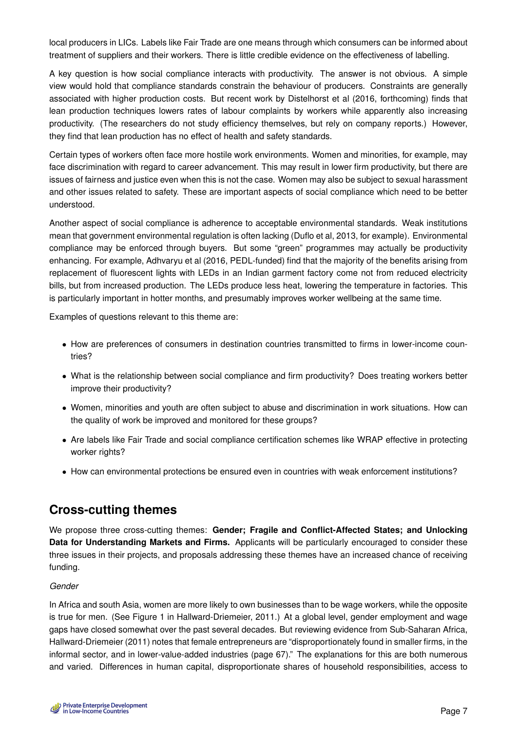local producers in LICs. Labels like Fair Trade are one means through which consumers can be informed about treatment of suppliers and their workers. There is little credible evidence on the effectiveness of labelling.

A key question is how social compliance interacts with productivity. The answer is not obvious. A simple view would hold that compliance standards constrain the behaviour of producers. Constraints are generally associated with higher production costs. But recent work by Distelhorst et al (2016, forthcoming) finds that lean production techniques lowers rates of labour complaints by workers while apparently also increasing productivity. (The researchers do not study efficiency themselves, but rely on company reports.) However, they find that lean production has no effect of health and safety standards.

Certain types of workers often face more hostile work environments. Women and minorities, for example, may face discrimination with regard to career advancement. This may result in lower firm productivity, but there are issues of fairness and justice even when this is not the case. Women may also be subject to sexual harassment and other issues related to safety. These are important aspects of social compliance which need to be better understood.

Another aspect of social compliance is adherence to acceptable environmental standards. Weak institutions mean that government environmental regulation is often lacking (Duflo et al, 2013, for example). Environmental compliance may be enforced through buyers. But some "green" programmes may actually be productivity enhancing. For example, Adhvaryu et al (2016, PEDL-funded) find that the majority of the benefits arising from replacement of fluorescent lights with LEDs in an Indian garment factory come not from reduced electricity bills, but from increased production. The LEDs produce less heat, lowering the temperature in factories. This is particularly important in hotter months, and presumably improves worker wellbeing at the same time.

Examples of questions relevant to this theme are:

- How are preferences of consumers in destination countries transmitted to firms in lower-income countries?
- What is the relationship between social compliance and firm productivity? Does treating workers better improve their productivity?
- Women, minorities and youth are often subject to abuse and discrimination in work situations. How can the quality of work be improved and monitored for these groups?
- Are labels like Fair Trade and social compliance certification schemes like WRAP effective in protecting worker rights?
- How can environmental protections be ensured even in countries with weak enforcement institutions?

## Cross-cutting themes

We propose three cross-cutting themes: **Gender; Fragile and Conflict-Affected States; and Unlocking Data for Understanding Markets and Firms.** Applicants will be particularly encouraged to consider these three issues in their projects, and proposals addressing these themes have an increased chance of receiving funding.

*Gender*

In Africa and south Asia, women are more likely to own businesses than to be wage workers, while the opposite is true for men. (See Figure 1 in Hallward-Driemeier, 2011.) At a global level, gender employment and wage gaps have closed somewhat over the past several decades. But reviewing evidence from Sub-Saharan Africa, Hallward-Driemeier (2011) notes that female entrepreneurs are "disproportionately found in smaller firms, in the informal sector, and in lower-value-added industries (page 67)." The explanations for this are both numerous and varied. Differences in human capital, disproportionate shares of household responsibilities, access to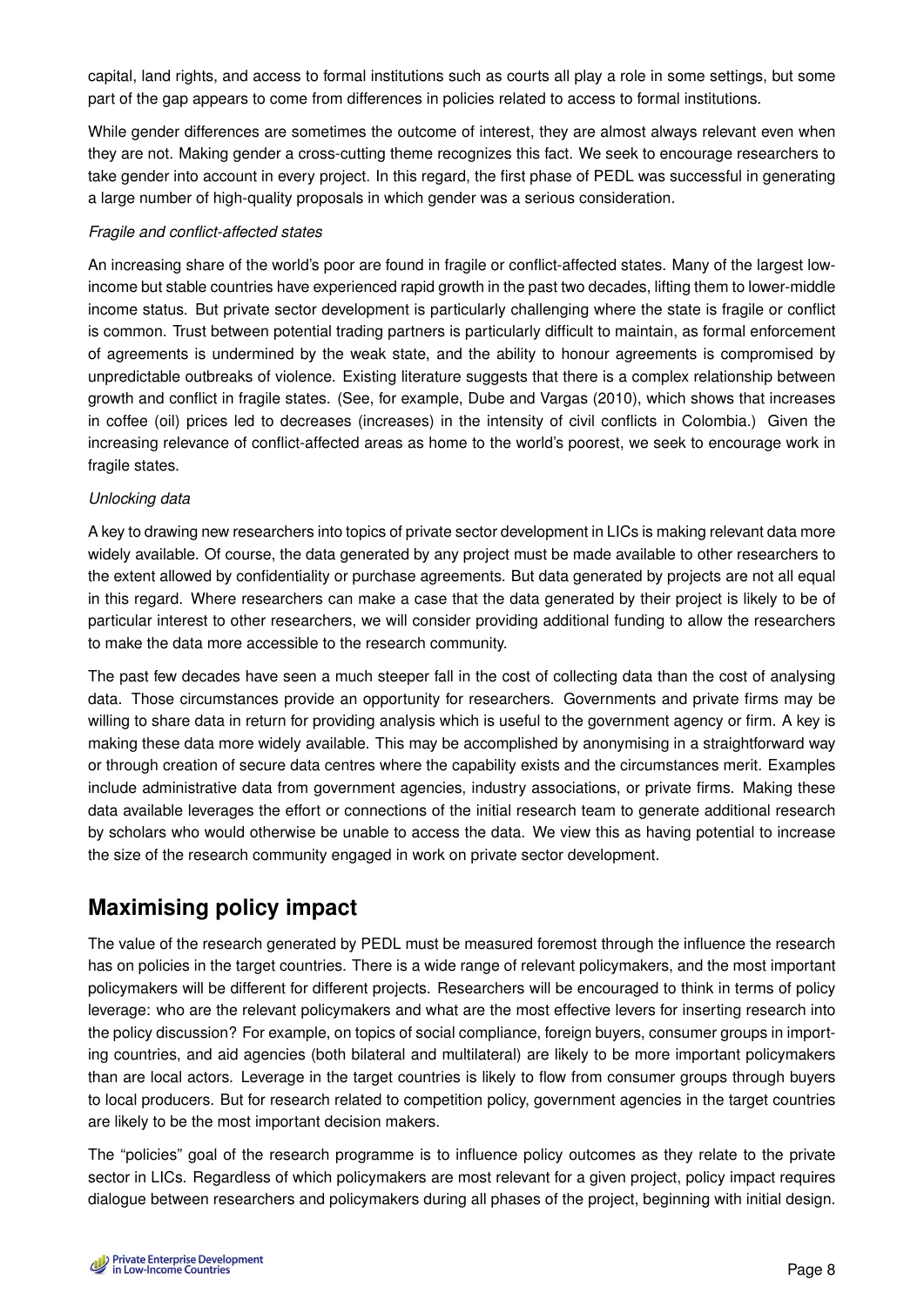capital, land rights, and access to formal institutions such as courts all play a role in some settings, but some part of the gap appears to come from differences in policies related to access to formal institutions.

While gender differences are sometimes the outcome of interest, they are almost always relevant even when they are not. Making gender a cross-cutting theme recognizes this fact. We seek to encourage researchers to take gender into account in every project. In this regard, the first phase of PEDL was successful in generating a large number of high-quality proposals in which gender was a serious consideration.

*Fragile and conflict-affected states*

An increasing share of the world's poor are found in fragile or conflict-affected states. Many of the largest low-income but stable countries have experienced rapid growth in the past two decades, lifting them to lower-middle income status. But private sector development is particularly challenging where the state is fragile or conflict is common. Trust between potential trading partners is particularly difficult to maintain, as formal enforcement of agreements is undermined by the weak state, and the ability to honour agreements is compromised by unpredictable outbreaks of violence. Existing literature suggests that there is a complex relationship between growth and conflict in fragile states. (See, for example, Dube and Vargas (2010), which shows that increases in coffee (oil) prices led to decreases (increases) in the intensity of civil conflicts in Colombia.) Given the increasing relevance of conflict-affected areas as home to the world's poorest, we seek to encourage work in fragile states.

*Unlocking data*

A key to drawing new researchers into topics of private sector development in LICs is making relevant data more widely available. Of course, the data generated by any project must be made available to other researchers to the extent allowed by confidentiality or purchase agreements. But data generated by projects are not all equal in this regard. Where researchers can make a case that the data generated by their project is likely to be of particular interest to other researchers, we will consider providing additional funding to allow the researchers to make the data more accessible to the research community.

The past few decades have seen a much steeper fall in the cost of collecting data than the cost of analysing data. Those circumstances provide an opportunity for researchers. Governments and private firms may be willing to share data in return for providing analysis which is useful to the government agency or firm. A key is making these data more widely available. This may be accomplished by anonymising in a straightforward way or through creation of secure data centres where the capability exists and the circumstances merit. Examples include administrative data from government agencies, industry associations, or private firms. Making these data available leverages the effort or connections of the initial research team to generate additional research by scholars who would otherwise be unable to access the data. We view this as having potential to increase the size of the research community engaged in work on private sector development.

## Maximising policy impact

The value of the research generated by PEDL must be measured foremost through the influence the research has on policies in the target countries. There is a wide range of relevant policymakers, and the most important policymakers will be different for different projects. Researchers will be encouraged to think in terms of policy leverage: who are the relevant policymakers and what are the most effective levers for inserting research into the policy discussion? For example, on topics of social compliance, foreign buyers, consumer groups in importing countries, and aid agencies (both bilateral and multilateral) are likely to be more important policymakers than are local actors. Leverage in the target countries is likely to flow from consumer groups through buyers to local producers. But for research related to competition policy, government agencies in the target countries are likely to be the most important decision makers.

The "policies" goal of the research programme is to influence policy outcomes as they relate to the private sector in LICs. Regardless of which policymakers are most relevant for a given project, policy impact requires dialogue between researchers and policymakers during all phases of the project, beginning with initial design.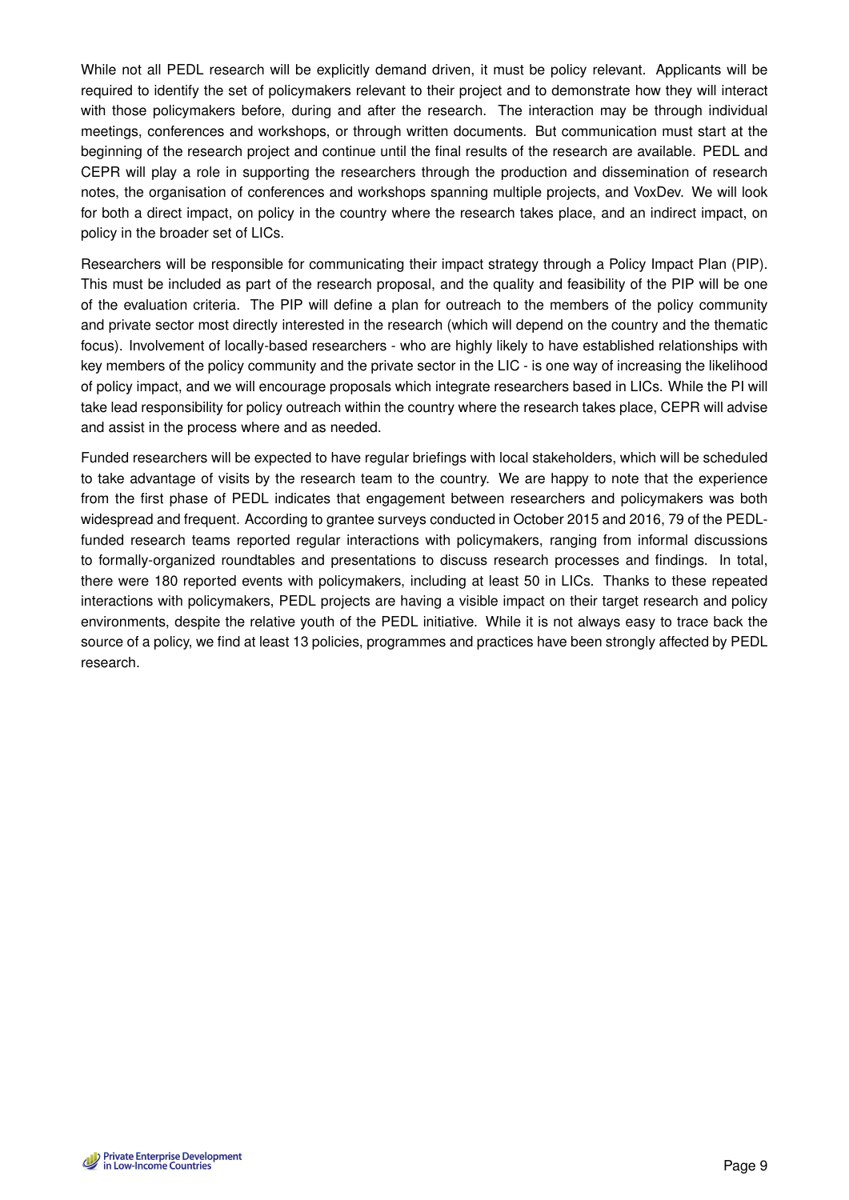While not all PEDL research will be explicitly demand driven, it must be policy relevant. Applicants will be required to identify the set of policymakers relevant to their project and to demonstrate how they will interact with those policymakers before, during and after the research. The interaction may be through individual meetings, conferences and workshops, or through written documents. But communication must start at the beginning of the research project and continue until the final results of the research are available. PEDL and CEPR will play a role in supporting the researchers through the production and dissemination of research notes, the organisation of conferences and workshops spanning multiple projects, and VoxDev. We will look for both a direct impact, on policy in the country where the research takes place, and an indirect impact, on policy in the broader set of LICs.

Researchers will be responsible for communicating their impact strategy through a Policy Impact Plan (PIP). This must be included as part of the research proposal, and the quality and feasibility of the PIP will be one of the evaluation criteria. The PIP will define a plan for outreach to the members of the policy community and private sector most directly interested in the research (which will depend on the country and the thematic focus). Involvement of locally-based researchers - who are highly likely to have established relationships with key members of the policy community and the private sector in the LIC - is one way of increasing the likelihood of policy impact, and we will encourage proposals which integrate researchers based in LICs. While the PI will take lead responsibility for policy outreach within the country where the research takes place, CEPR will advise and assist in the process where and as needed.

Funded researchers will be expected to have regular briefings with local stakeholders, which will be scheduled to take advantage of visits by the research team to the country. We are happy to note that the experience from the first phase of PEDL indicates that engagement between researchers and policymakers was both widespread and frequent. According to grantee surveys conducted in October 2015 and 2016, 79 of the PEDL-funded research teams reported regular interactions with policymakers, ranging from informal discussions to formally-organized roundtables and presentations to discuss research processes and findings. In total, there were 180 reported events with policymakers, including at least 50 in LICs. Thanks to these repeated interactions with policymakers, PEDL projects are having a visible impact on their target research and policy environments, despite the relative youth of the PEDL initiative. While it is not always easy to trace back the source of a policy, we find at least 13 policies, programmes and practices have been strongly affected by PEDL research.